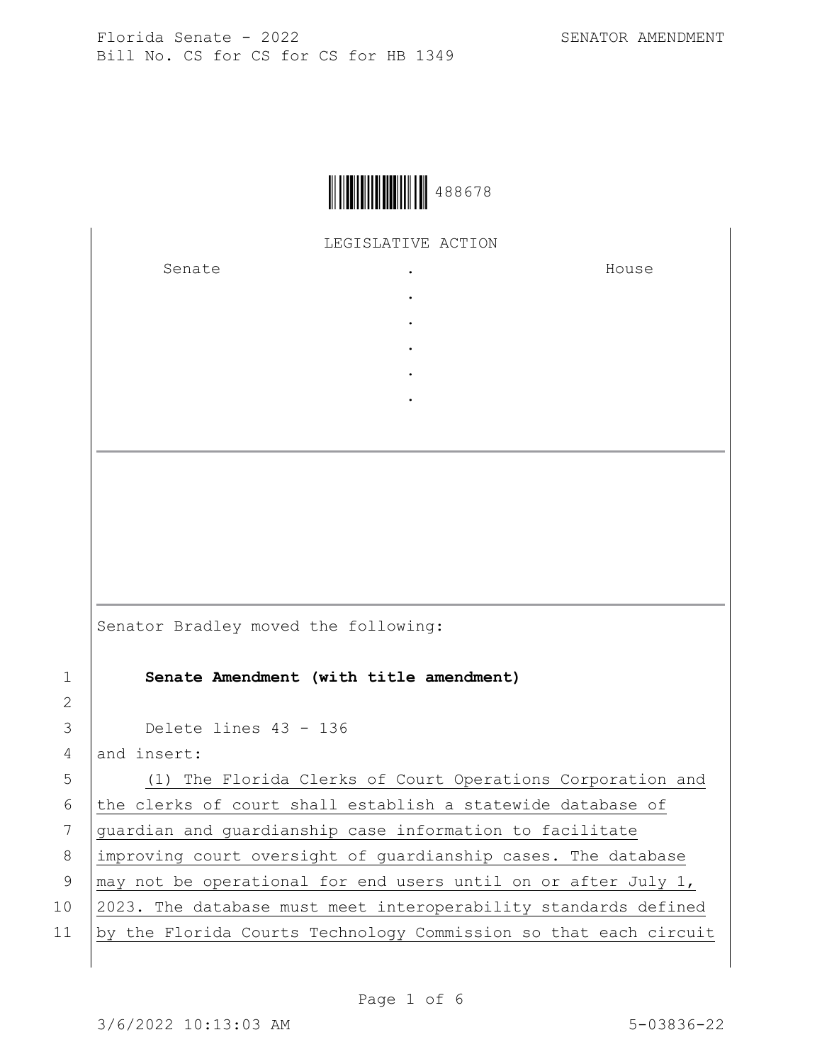Florida Senate - 2022 SENATOR AMENDMENT
Bill No. CS for CS for CS for HB 1349

488678

LEGISLATIVE ACTION

| Senate | . | House |
|---|---|---|
| | . | |
| | . | |
| | . | |
| | . | |
| | . | |

---

Senator Bradley moved the following:

1 **Senate Amendment (with title amendment)**

2

3 Delete lines 43 - 136

4 and insert:

5 (1) The Florida Clerks of Court Operations Corporation and

6 the clerks of court shall establish a statewide database of

7 guardian and guardianship case information to facilitate

8 improving court oversight of guardianship cases. The database

9 may not be operational for end users until on or after July 1,

10 2023. The database must meet interoperability standards defined

11 by the Florida Courts Technology Commission so that each circuit

3/6/2022 10:13:03 AM 5-03836-22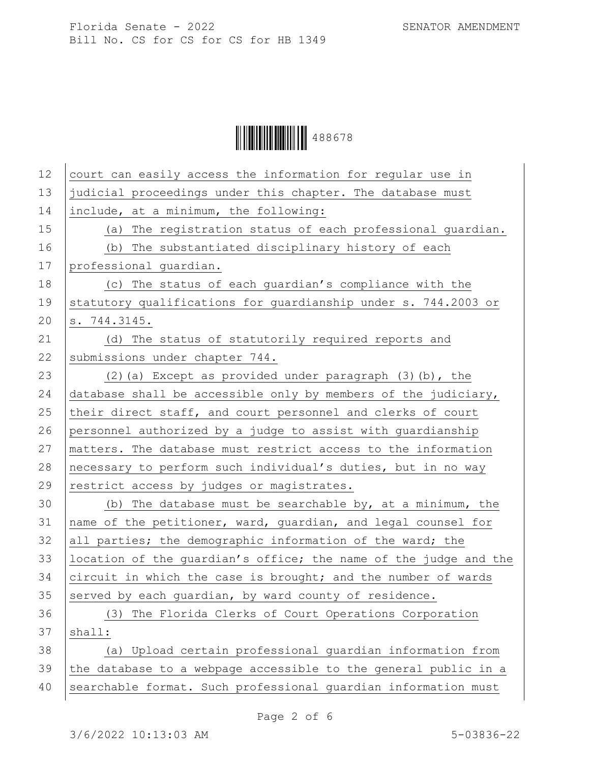court can easily access the information for regular use in judicial proceedings under this chapter. The database must include, at a minimum, the following:

(a) The registration status of each professional guardian.

(b) The substantiated disciplinary history of each professional guardian.

(c) The status of each guardian's compliance with the statutory qualifications for guardianship under s. 744.2003 or s. 744.3145.

(d) The status of statutorily required reports and submissions under chapter 744.

(2)(a) Except as provided under paragraph (3)(b), the database shall be accessible only by members of the judiciary, their direct staff, and court personnel and clerks of court personnel authorized by a judge to assist with guardianship matters. The database must restrict access to the information necessary to perform such individual's duties, but in no way restrict access by judges or magistrates.

(b) The database must be searchable by, at a minimum, the name of the petitioner, ward, guardian, and legal counsel for all parties; the demographic information of the ward; the location of the guardian's office; the name of the judge and the circuit in which the case is brought; and the number of wards served by each guardian, by ward county of residence.

(3) The Florida Clerks of Court Operations Corporation shall:

(a) Upload certain professional guardian information from the database to a webpage accessible to the general public in a searchable format. Such professional guardian information must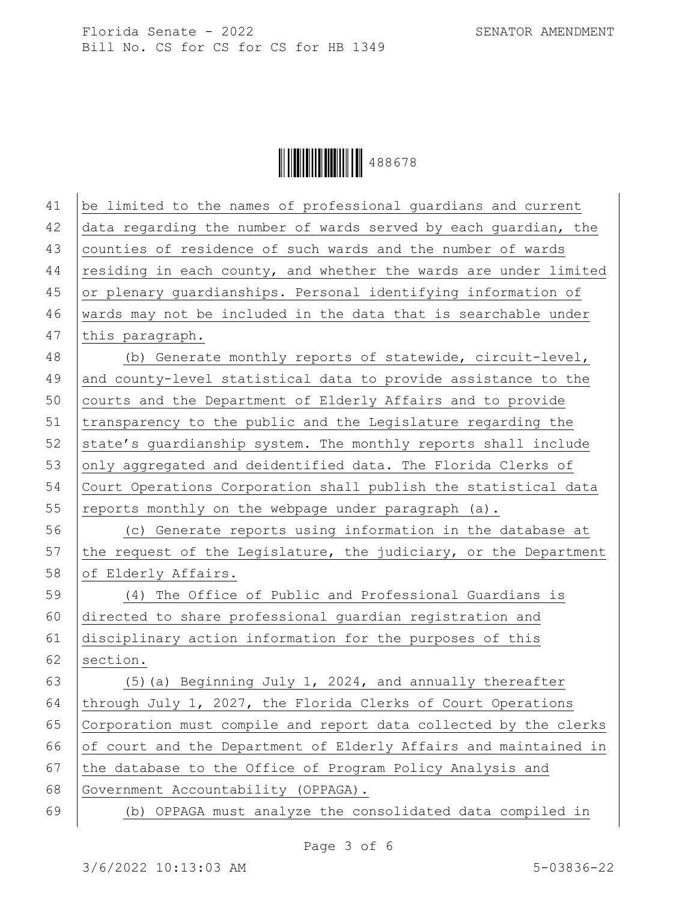be limited to the names of professional guardians and current data regarding the number of wards served by each guardian, the counties of residence of such wards and the number of wards residing in each county, and whether the wards are under limited or plenary guardianships. Personal identifying information of wards may not be included in the data that is searchable under this paragraph.

(b) Generate monthly reports of statewide, circuit-level, and county-level statistical data to provide assistance to the courts and the Department of Elderly Affairs and to provide transparency to the public and the Legislature regarding the state's guardianship system. The monthly reports shall include only aggregated and deidentified data. The Florida Clerks of Court Operations Corporation shall publish the statistical data reports monthly on the webpage under paragraph (a).

(c) Generate reports using information in the database at the request of the Legislature, the judiciary, or the Department of Elderly Affairs.

(4) The Office of Public and Professional Guardians is directed to share professional guardian registration and disciplinary action information for the purposes of this section.

(5)(a) Beginning July 1, 2024, and annually thereafter through July 1, 2027, the Florida Clerks of Court Operations Corporation must compile and report data collected by the clerks of court and the Department of Elderly Affairs and maintained in the database to the Office of Program Policy Analysis and Government Accountability (OPPAGA).

(b) OPPAGA must analyze the consolidated data compiled in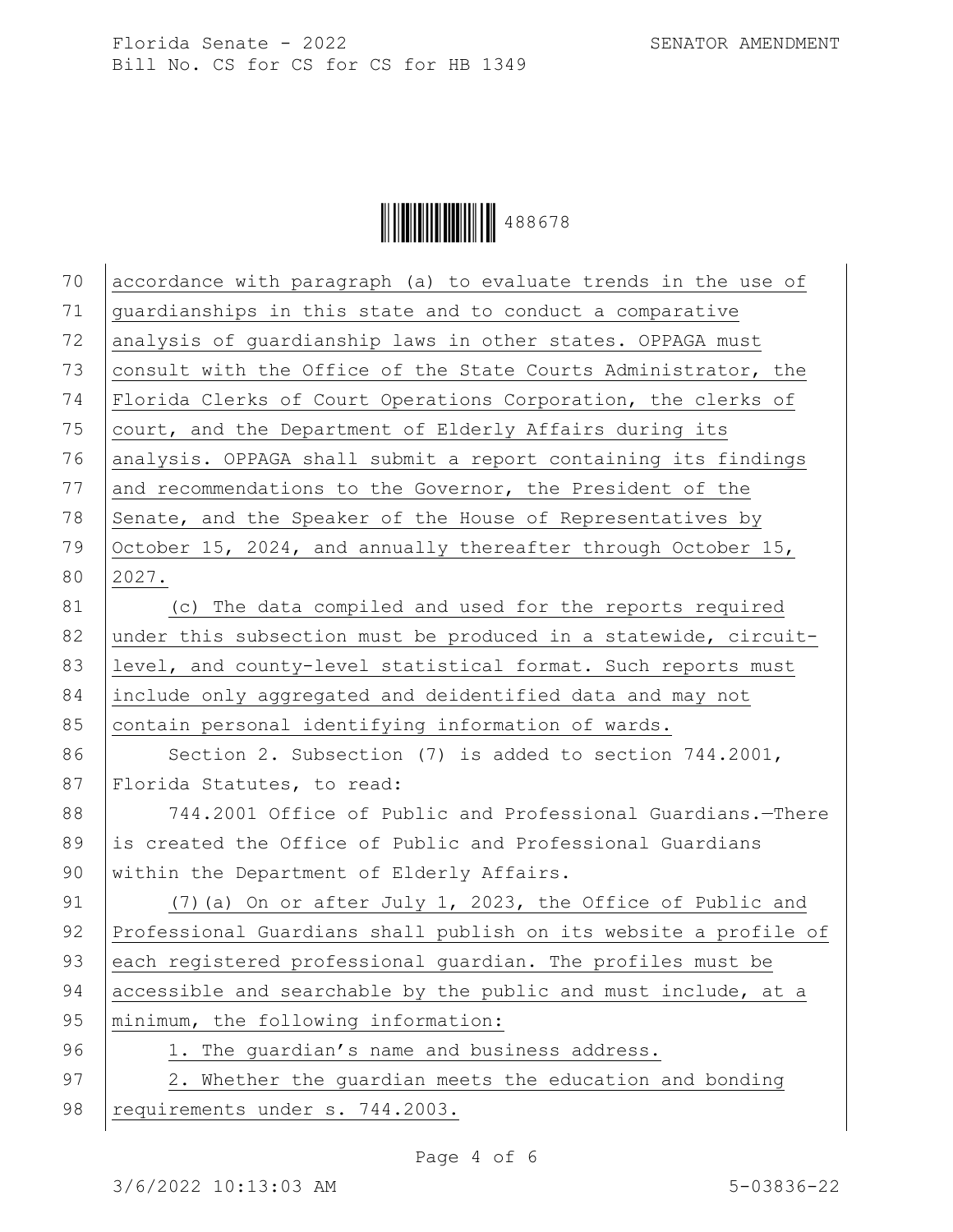accordance with paragraph (a) to evaluate trends in the use of guardianships in this state and to conduct a comparative analysis of guardianship laws in other states. OPPAGA must consult with the Office of the State Courts Administrator, the Florida Clerks of Court Operations Corporation, the clerks of court, and the Department of Elderly Affairs during its analysis. OPPAGA shall submit a report containing its findings and recommendations to the Governor, the President of the Senate, and the Speaker of the House of Representatives by October 15, 2024, and annually thereafter through October 15, 2027.

(c) The data compiled and used for the reports required under this subsection must be produced in a statewide, circuit-level, and county-level statistical format. Such reports must include only aggregated and deidentified data and may not contain personal identifying information of wards.

Section 2. Subsection (7) is added to section 744.2001, Florida Statutes, to read:

744.2001 Office of Public and Professional Guardians.—There is created the Office of Public and Professional Guardians within the Department of Elderly Affairs.

(7)(a) On or after July 1, 2023, the Office of Public and Professional Guardians shall publish on its website a profile of each registered professional guardian. The profiles must be accessible and searchable by the public and must include, at a minimum, the following information:

1. The guardian's name and business address.

2. Whether the guardian meets the education and bonding requirements under s. 744.2003.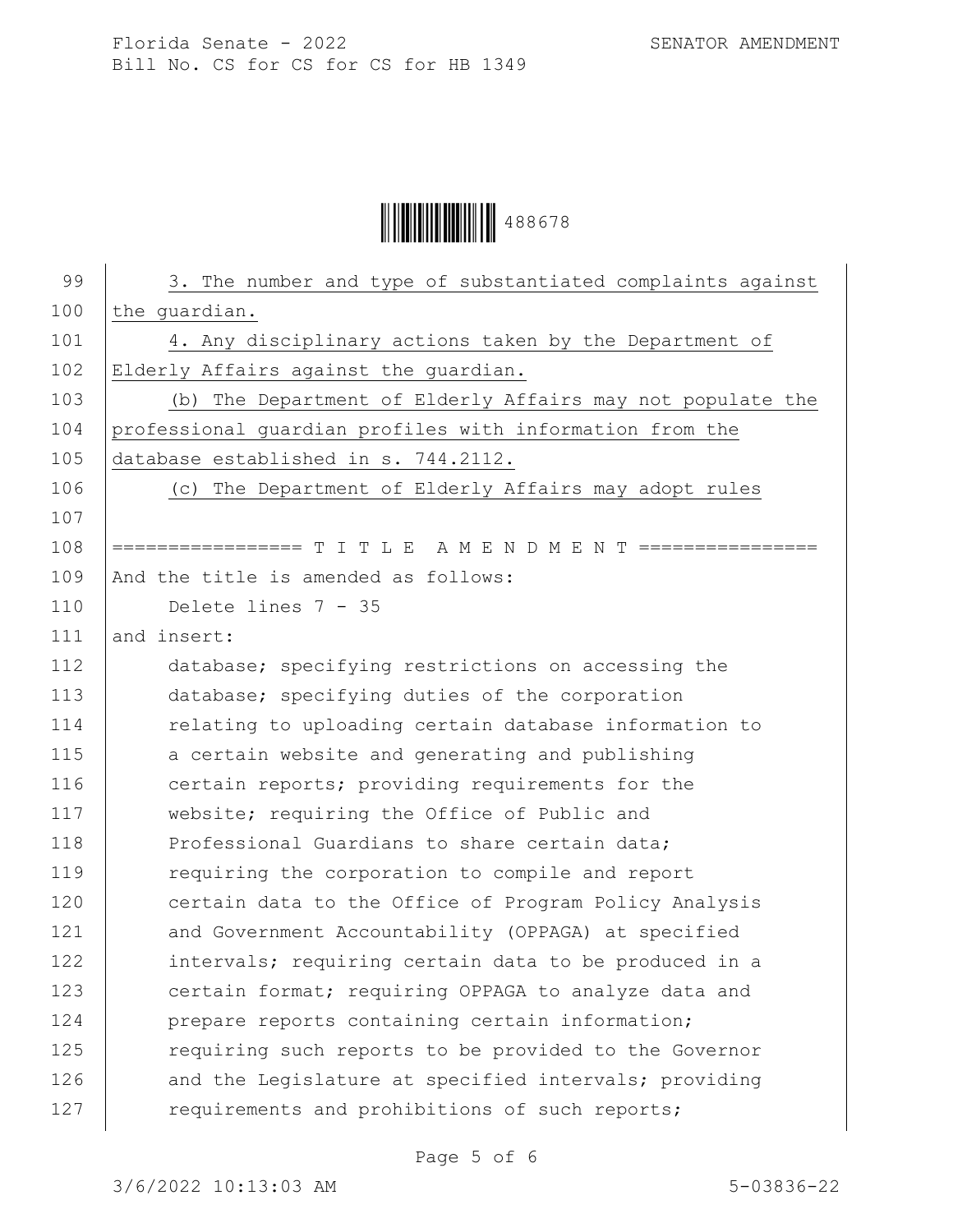3. The number and type of substantiated complaints against the guardian.

4. Any disciplinary actions taken by the Department of Elderly Affairs against the guardian.

(b) The Department of Elderly Affairs may not populate the professional guardian profiles with information from the database established in s. 744.2112.

(c) The Department of Elderly Affairs may adopt rules

================= T I T L E A M E N D M E N T ================

And the title is amended as follows:

Delete lines 7 - 35

and insert:

database; specifying restrictions on accessing the database; specifying duties of the corporation relating to uploading certain database information to a certain website and generating and publishing certain reports; providing requirements for the website; requiring the Office of Public and Professional Guardians to share certain data; requiring the corporation to compile and report certain data to the Office of Program Policy Analysis and Government Accountability (OPPAGA) at specified intervals; requiring certain data to be produced in a certain format; requiring OPPAGA to analyze data and prepare reports containing certain information; requiring such reports to be provided to the Governor and the Legislature at specified intervals; providing requirements and prohibitions of such reports;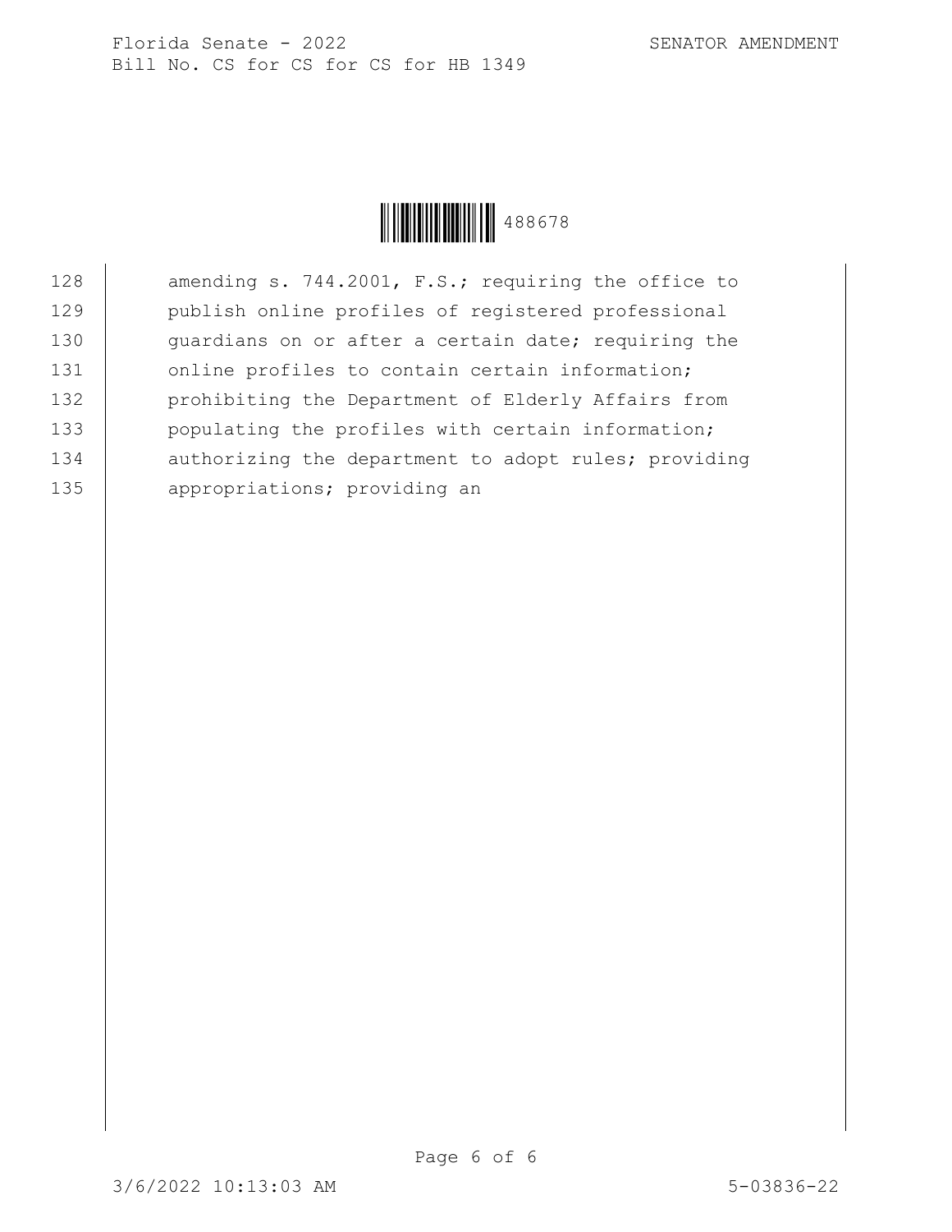128 amending s. 744.2001, F.S.; requiring the office to
129 publish online profiles of registered professional
130 guardians on or after a certain date; requiring the
131 online profiles to contain certain information;
132 prohibiting the Department of Elderly Affairs from
133 populating the profiles with certain information;
134 authorizing the department to adopt rules; providing
135 appropriations; providing an

3/6/2022 10:13:03 AM 5-03836-22